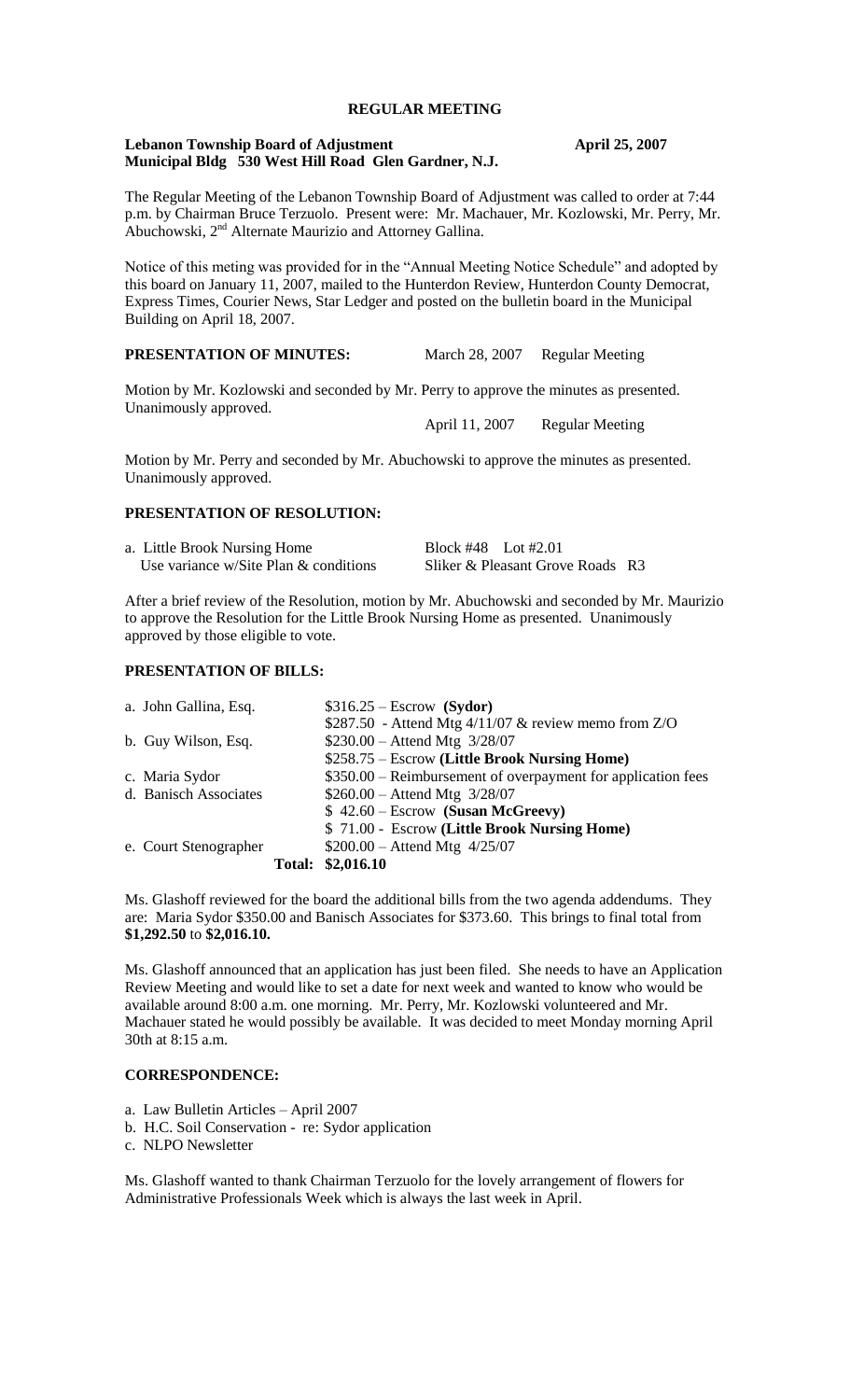# REGULAR MEETING

**Lebanon Township Board of Adjustment** **April 25, 2007**
**Municipal Bldg 530 West Hill Road Glen Gardner, N.J.**

The Regular Meeting of the Lebanon Township Board of Adjustment was called to order at 7:44 p.m. by Chairman Bruce Terzuolo. Present were: Mr. Machauer, Mr. Kozlowski, Mr. Perry, Mr. Abuchowski, 2nd Alternate Maurizio and Attorney Gallina.

Notice of this meting was provided for in the "Annual Meeting Notice Schedule" and adopted by this board on January 11, 2007, mailed to the Hunterdon Review, Hunterdon County Democrat, Express Times, Courier News, Star Ledger and posted on the bulletin board in the Municipal Building on April 18, 2007.

**PRESENTATION OF MINUTES:** March 28, 2007 Regular Meeting

Motion by Mr. Kozlowski and seconded by Mr. Perry to approve the minutes as presented. Unanimously approved.

April 11, 2007 Regular Meeting

Motion by Mr. Perry and seconded by Mr. Abuchowski to approve the minutes as presented. Unanimously approved.

## PRESENTATION OF RESOLUTION:

a. Little Brook Nursing Home — Block #48 Lot #2.01
Use variance w/Site Plan & conditions — Sliker & Pleasant Grove Roads R3

After a brief review of the Resolution, motion by Mr. Abuchowski and seconded by Mr. Maurizio to approve the Resolution for the Little Brook Nursing Home as presented. Unanimously approved by those eligible to vote.

## PRESENTATION OF BILLS:

| | |
|---|---|
| a. John Gallina, Esq. | $316.25 – Escrow **(Sydor)** |
| | $287.50 - Attend Mtg 4/11/07 & review memo from Z/O |
| b. Guy Wilson, Esq. | $230.00 – Attend Mtg 3/28/07 |
| | $258.75 – Escrow **(Little Brook Nursing Home)** |
| c. Maria Sydor | $350.00 – Reimbursement of overpayment for application fees |
| d. Banisch Associates | $260.00 – Attend Mtg 3/28/07 |
| | $ 42.60 – Escrow **(Susan McGreevy)** |
| | $ 71.00 - Escrow **(Little Brook Nursing Home)** |
| e. Court Stenographer | $200.00 – Attend Mtg 4/25/07 |
| **Total:** | **$2,016.10** |

Ms. Glashoff reviewed for the board the additional bills from the two agenda addendums. They are: Maria Sydor $350.00 and Banisch Associates for $373.60. This brings to final total from **$1,292.50** to **$2,016.10.**

Ms. Glashoff announced that an application has just been filed. She needs to have an Application Review Meeting and would like to set a date for next week and wanted to know who would be available around 8:00 a.m. one morning. Mr. Perry, Mr. Kozlowski volunteered and Mr. Machauer stated he would possibly be available. It was decided to meet Monday morning April 30th at 8:15 a.m.

## CORRESPONDENCE:

a. Law Bulletin Articles – April 2007
b. H.C. Soil Conservation - re: Sydor application
c. NLPO Newsletter

Ms. Glashoff wanted to thank Chairman Terzuolo for the lovely arrangement of flowers for Administrative Professionals Week which is always the last week in April.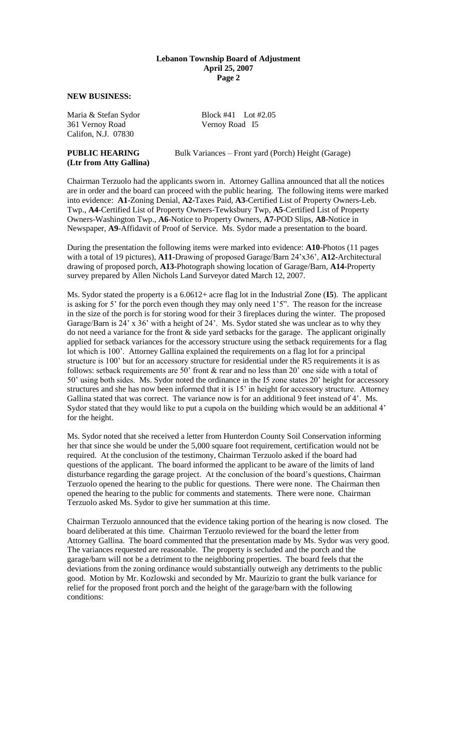**NEW BUSINESS:**

Maria & Stefan Sydor
361 Vernoy Road
Califon, N.J. 07830

Block #41 Lot #2.05
Vernoy Road I5

**PUBLIC HEARING**
**(Ltr from Atty Gallina)**

Bulk Variances – Front yard (Porch) Height (Garage)

Chairman Terzuolo had the applicants sworn in. Attorney Gallina announced that all the notices are in order and the board can proceed with the public hearing. The following items were marked into evidence: **A1**-Zoning Denial, **A2**-Taxes Paid, **A3**-Certified List of Property Owners-Leb. Twp., **A4**-Certified List of Property Owners-Tewksbury Twp, **A5**-Certified List of Property Owners-Washington Twp., **A6**-Notice to Property Owners, **A7**-POD Slips, **A8**-Notice in Newspaper, **A9**-Affidavit of Proof of Service. Ms. Sydor made a presentation to the board.

During the presentation the following items were marked into evidence: **A10**-Photos (11 pages with a total of 19 pictures), **A11**-Drawing of proposed Garage/Barn 24'x36', **A12**-Architectural drawing of proposed porch, **A13**-Photograph showing location of Garage/Barn, **A14**-Property survey prepared by Allen Nichols Land Surveyor dated March 12, 2007.

Ms. Sydor stated the property is a 6.0612+ acre flag lot in the Industrial Zone (**I5**). The applicant is asking for 5' for the porch even though they may only need 1'5". The reason for the increase in the size of the porch is for storing wood for their 3 fireplaces during the winter. The proposed Garage/Barn is 24' x 36' with a height of 24'. Ms. Sydor stated she was unclear as to why they do not need a variance for the front & side yard setbacks for the garage. The applicant originally applied for setback variances for the accessory structure using the setback requirements for a flag lot which is 100'. Attorney Gallina explained the requirements on a flag lot for a principal structure is 100' but for an accessory structure for residential under the R5 requirements it is as follows: setback requirements are 50' front & rear and no less than 20' one side with a total of 50' using both sides. Ms. Sydor noted the ordinance in the I5 zone states 20' height for accessory structures and she has now been informed that it is 15' in height for accessory structure. Attorney Gallina stated that was correct. The variance now is for an additional 9 feet instead of 4'. Ms. Sydor stated that they would like to put a cupola on the building which would be an additional 4' for the height.

Ms. Sydor noted that she received a letter from Hunterdon County Soil Conservation informing her that since she would be under the 5,000 square foot requirement, certification would not be required. At the conclusion of the testimony, Chairman Terzuolo asked if the board had questions of the applicant. The board informed the applicant to be aware of the limits of land disturbance regarding the garage project. At the conclusion of the board's questions, Chairman Terzuolo opened the hearing to the public for questions. There were none. The Chairman then opened the hearing to the public for comments and statements. There were none. Chairman Terzuolo asked Ms. Sydor to give her summation at this time.

Chairman Terzuolo announced that the evidence taking portion of the hearing is now closed. The board deliberated at this time. Chairman Terzuolo reviewed for the board the letter from Attorney Gallina. The board commented that the presentation made by Ms. Sydor was very good. The variances requested are reasonable. The property is secluded and the porch and the garage/barn will not be a detriment to the neighboring properties. The board feels that the deviations from the zoning ordinance would substantially outweigh any detriments to the public good. Motion by Mr. Kozlowski and seconded by Mr. Maurizio to grant the bulk variance for relief for the proposed front porch and the height of the garage/barn with the following conditions: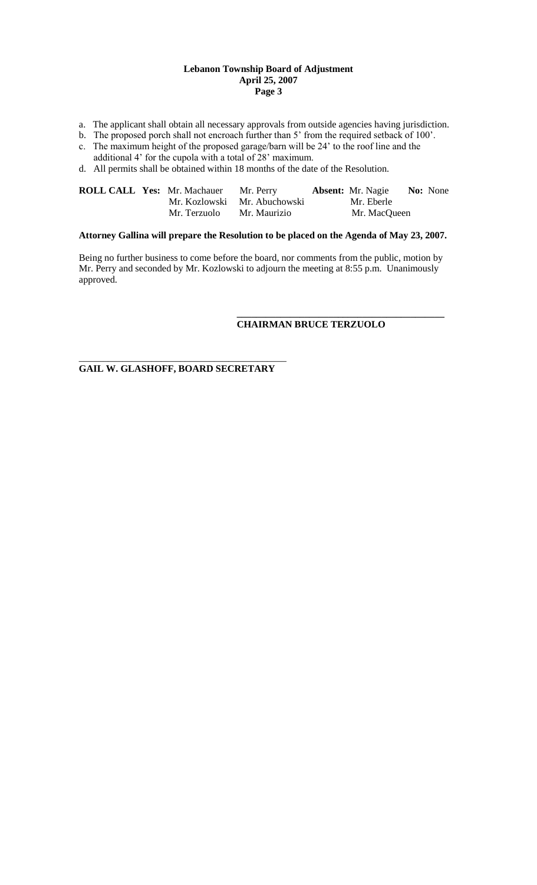a. The applicant shall obtain all necessary approvals from outside agencies having jurisdiction.
b. The proposed porch shall not encroach further than 5' from the required setback of 100'.
c. The maximum height of the proposed garage/barn will be 24' to the roof line and the additional 4' for the cupola with a total of 28' maximum.
d. All permits shall be obtained within 18 months of the date of the Resolution.

| | | | | |
|---|---|---|---|---|
| **ROLL CALL Yes:** | Mr. Machauer | Mr. Perry | **Absent:** Mr. Nagie | **No:** None |
| | Mr. Kozlowski | Mr. Abuchowski | Mr. Eberle | |
| | Mr. Terzuolo | Mr. Maurizio | Mr. MacQueen | |

**Attorney Gallina will prepare the Resolution to be placed on the Agenda of May 23, 2007.**

Being no further business to come before the board, nor comments from the public, motion by Mr. Perry and seconded by Mr. Kozlowski to adjourn the meeting at 8:55 p.m. Unanimously approved.

\_\_\_\_\_\_\_\_\_\_\_\_\_\_\_\_\_\_\_\_\_\_\_\_\_\_\_\_\_\_\_\_\_\_\_\_\_\_\_\_\_\_

**CHAIRMAN BRUCE TERZUOLO**

\_\_\_\_\_\_\_\_\_\_\_\_\_\_\_\_\_\_\_\_\_\_\_\_\_\_\_\_\_\_\_\_\_\_\_\_\_\_\_\_\_\_

**GAIL W. GLASHOFF, BOARD SECRETARY**